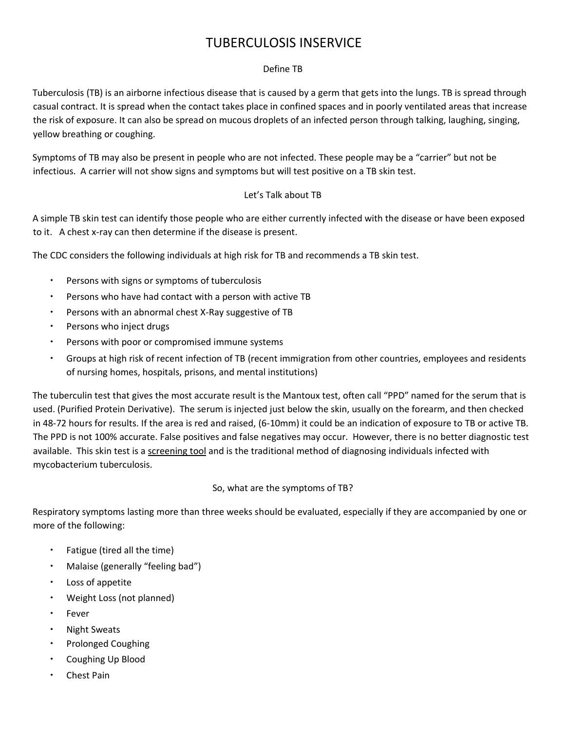# TUBERCULOSIS INSERVICE

## Define TB

Tuberculosis (TB) is an airborne infectious disease that is caused by a germ that gets into the lungs. TB is spread through casual contract. It is spread when the contact takes place in confined spaces and in poorly ventilated areas that increase the risk of exposure. It can also be spread on mucous droplets of an infected person through talking, laughing, singing, yellow breathing or coughing.

Symptoms of TB may also be present in people who are not infected. These people may be a "carrier" but not be infectious. A carrier will not show signs and symptoms but will test positive on a TB skin test.

## Let's Talk about TB

A simple TB skin test can identify those people who are either currently infected with the disease or have been exposed to it. A chest x-ray can then determine if the disease is present.

The CDC considers the following individuals at high risk for TB and recommends a TB skin test.

- Persons with signs or symptoms of tuberculosis
- Persons who have had contact with a person with active TB
- Persons with an abnormal chest X-Ray suggestive of TB
- Persons who inject drugs
- Persons with poor or compromised immune systems
- Groups at high risk of recent infection of TB (recent immigration from other countries, employees and residents of nursing homes, hospitals, prisons, and mental institutions)

The tuberculin test that gives the most accurate result is the Mantoux test, often call "PPD" named for the serum that is used. (Purified Protein Derivative). The serum is injected just below the skin, usually on the forearm, and then checked in 48-72 hours for results. If the area is red and raised, (6-10mm) it could be an indication of exposure to TB or active TB. The PPD is not 100% accurate. False positives and false negatives may occur. However, there is no better diagnostic test available. This skin test is a <u>screening tool</u> and is the traditional method of diagnosing individuals infected with mycobacterium tuberculosis.

## So, what are the symptoms of TB?

Respiratory symptoms lasting more than three weeks should be evaluated, especially if they are accompanied by one or more of the following:

- Fatigue (tired all the time)
- Malaise (generally "feeling bad")
- Loss of appetite
- Weight Loss (not planned)
- Fever
- Night Sweats
- Prolonged Coughing
- Coughing Up Blood
- Chest Pain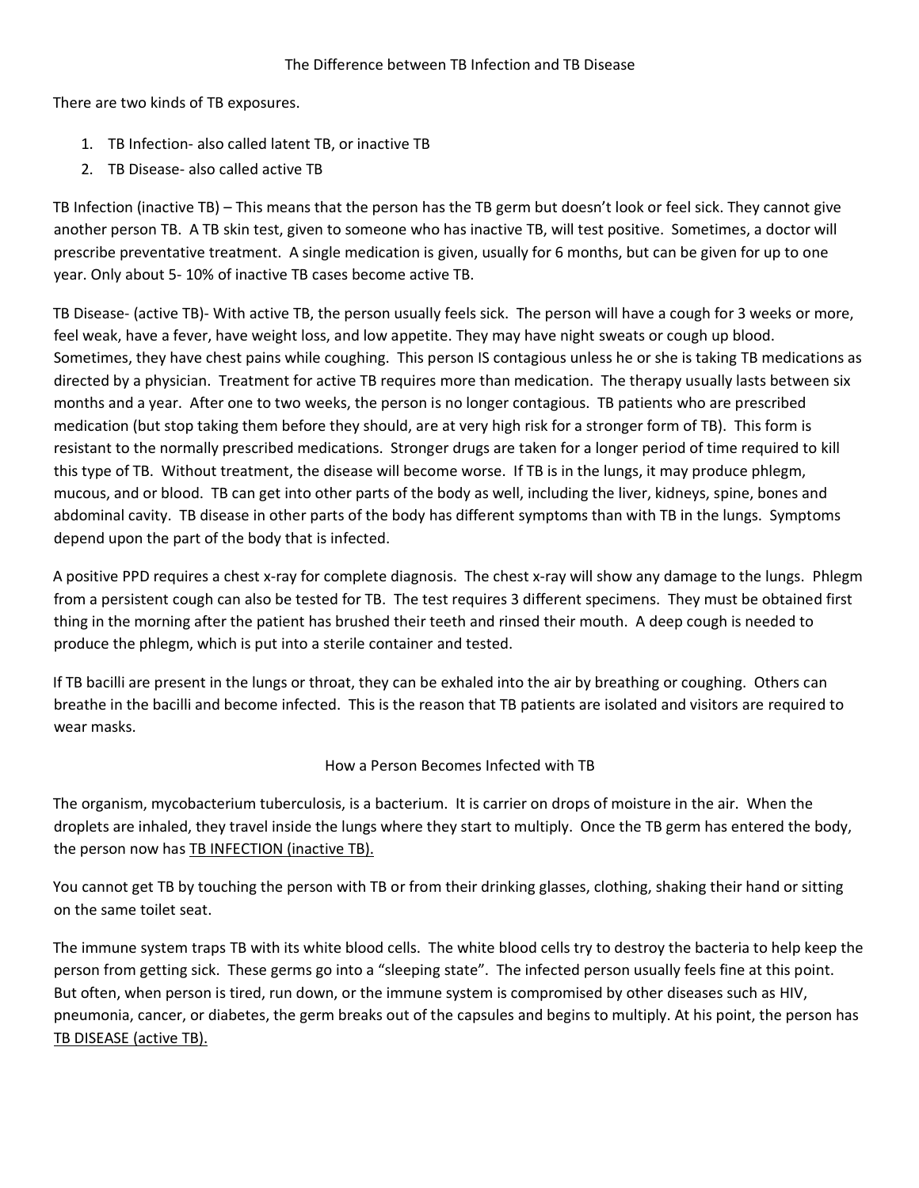## The Difference between TB Infection and TB Disease

There are two kinds of TB exposures.

1. TB Infection- also called latent TB, or inactive TB
2. TB Disease- also called active TB

TB Infection (inactive TB) – This means that the person has the TB germ but doesn't look or feel sick. They cannot give another person TB. A TB skin test, given to someone who has inactive TB, will test positive. Sometimes, a doctor will prescribe preventative treatment. A single medication is given, usually for 6 months, but can be given for up to one year. Only about 5- 10% of inactive TB cases become active TB.

TB Disease- (active TB)- With active TB, the person usually feels sick. The person will have a cough for 3 weeks or more, feel weak, have a fever, have weight loss, and low appetite. They may have night sweats or cough up blood. Sometimes, they have chest pains while coughing. This person IS contagious unless he or she is taking TB medications as directed by a physician. Treatment for active TB requires more than medication. The therapy usually lasts between six months and a year. After one to two weeks, the person is no longer contagious. TB patients who are prescribed medication (but stop taking them before they should, are at very high risk for a stronger form of TB). This form is resistant to the normally prescribed medications. Stronger drugs are taken for a longer period of time required to kill this type of TB. Without treatment, the disease will become worse. If TB is in the lungs, it may produce phlegm, mucous, and or blood. TB can get into other parts of the body as well, including the liver, kidneys, spine, bones and abdominal cavity. TB disease in other parts of the body has different symptoms than with TB in the lungs. Symptoms depend upon the part of the body that is infected.

A positive PPD requires a chest x-ray for complete diagnosis. The chest x-ray will show any damage to the lungs. Phlegm from a persistent cough can also be tested for TB. The test requires 3 different specimens. They must be obtained first thing in the morning after the patient has brushed their teeth and rinsed their mouth. A deep cough is needed to produce the phlegm, which is put into a sterile container and tested.

If TB bacilli are present in the lungs or throat, they can be exhaled into the air by breathing or coughing. Others can breathe in the bacilli and become infected. This is the reason that TB patients are isolated and visitors are required to wear masks.

## How a Person Becomes Infected with TB

The organism, mycobacterium tuberculosis, is a bacterium. It is carrier on drops of moisture in the air. When the droplets are inhaled, they travel inside the lungs where they start to multiply. Once the TB germ has entered the body, the person now has <u>TB INFECTION (inactive TB).</u>

You cannot get TB by touching the person with TB or from their drinking glasses, clothing, shaking their hand or sitting on the same toilet seat.

The immune system traps TB with its white blood cells. The white blood cells try to destroy the bacteria to help keep the person from getting sick. These germs go into a "sleeping state". The infected person usually feels fine at this point. But often, when person is tired, run down, or the immune system is compromised by other diseases such as HIV, pneumonia, cancer, or diabetes, the germ breaks out of the capsules and begins to multiply. At his point, the person has <u>TB DISEASE (active TB).</u>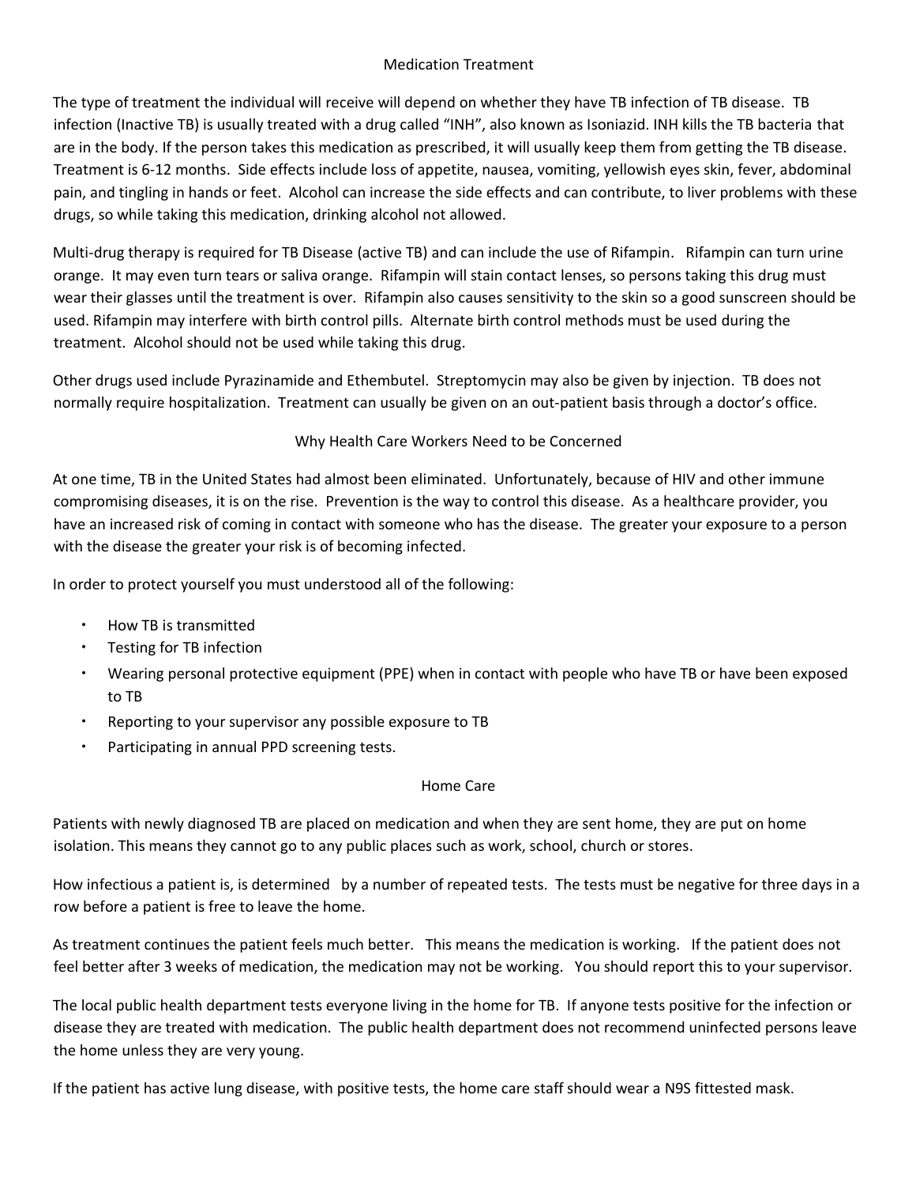## Medication Treatment

The type of treatment the individual will receive will depend on whether they have TB infection of TB disease. TB infection (Inactive TB) is usually treated with a drug called "INH", also known as Isoniazid. INH kills the TB bacteria that are in the body. If the person takes this medication as prescribed, it will usually keep them from getting the TB disease. Treatment is 6-12 months. Side effects include loss of appetite, nausea, vomiting, yellowish eyes skin, fever, abdominal pain, and tingling in hands or feet. Alcohol can increase the side effects and can contribute, to liver problems with these drugs, so while taking this medication, drinking alcohol not allowed.

Multi-drug therapy is required for TB Disease (active TB) and can include the use of Rifampin. Rifampin can turn urine orange. It may even turn tears or saliva orange. Rifampin will stain contact lenses, so persons taking this drug must wear their glasses until the treatment is over. Rifampin also causes sensitivity to the skin so a good sunscreen should be used. Rifampin may interfere with birth control pills. Alternate birth control methods must be used during the treatment. Alcohol should not be used while taking this drug.

Other drugs used include Pyrazinamide and Ethembutel. Streptomycin may also be given by injection. TB does not normally require hospitalization. Treatment can usually be given on an out-patient basis through a doctor's office.

## Why Health Care Workers Need to be Concerned

At one time, TB in the United States had almost been eliminated. Unfortunately, because of HIV and other immune compromising diseases, it is on the rise. Prevention is the way to control this disease. As a healthcare provider, you have an increased risk of coming in contact with someone who has the disease. The greater your exposure to a person with the disease the greater your risk is of becoming infected.

In order to protect yourself you must understood all of the following:

- How TB is transmitted
- Testing for TB infection
- Wearing personal protective equipment (PPE) when in contact with people who have TB or have been exposed to TB
- Reporting to your supervisor any possible exposure to TB
- Participating in annual PPD screening tests.

## Home Care

Patients with newly diagnosed TB are placed on medication and when they are sent home, they are put on home isolation. This means they cannot go to any public places such as work, school, church or stores.

How infectious a patient is, is determined by a number of repeated tests. The tests must be negative for three days in a row before a patient is free to leave the home.

As treatment continues the patient feels much better. This means the medication is working. If the patient does not feel better after 3 weeks of medication, the medication may not be working. You should report this to your supervisor.

The local public health department tests everyone living in the home for TB. If anyone tests positive for the infection or disease they are treated with medication. The public health department does not recommend uninfected persons leave the home unless they are very young.

If the patient has active lung disease, with positive tests, the home care staff should wear a N9S fittested mask.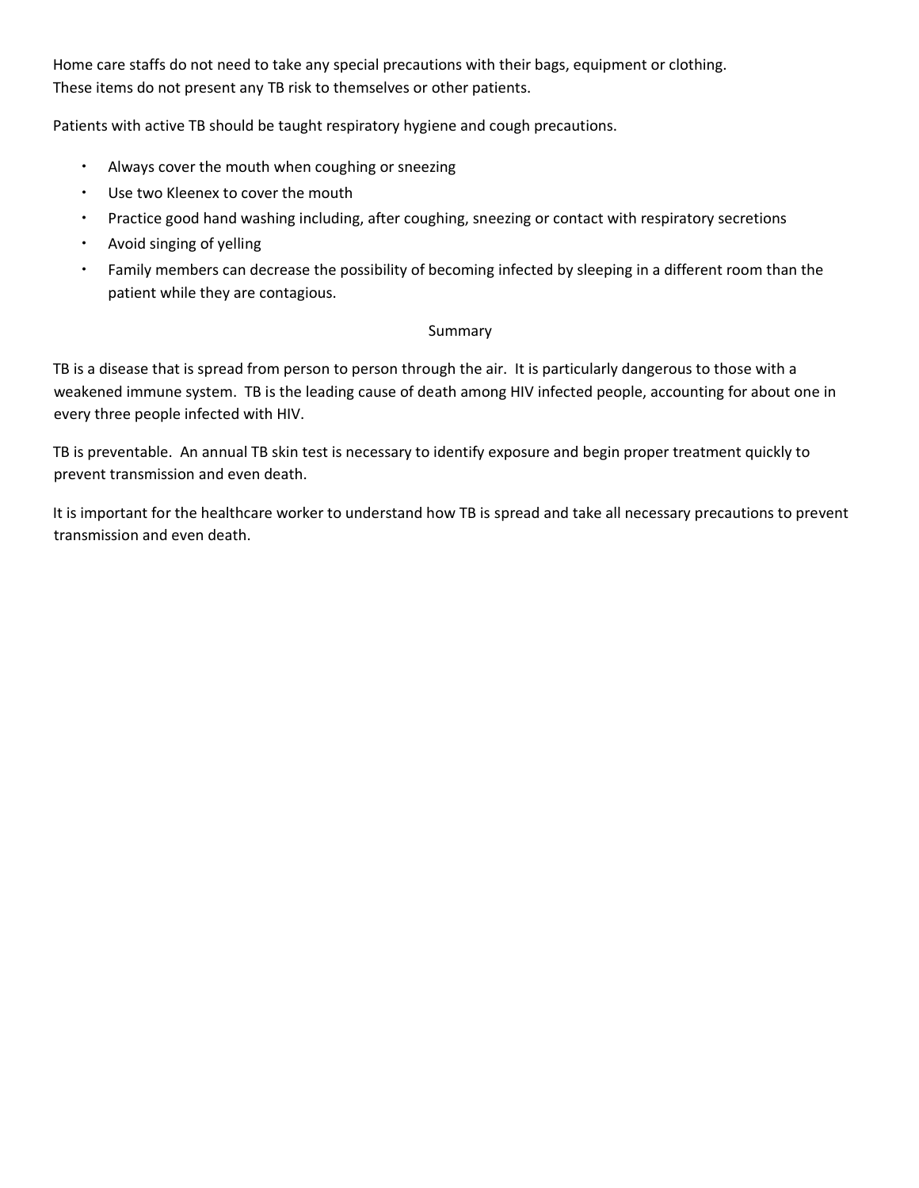Home care staffs do not need to take any special precautions with their bags, equipment or clothing. These items do not present any TB risk to themselves or other patients.

Patients with active TB should be taught respiratory hygiene and cough precautions.

- Always cover the mouth when coughing or sneezing
- Use two Kleenex to cover the mouth
- Practice good hand washing including, after coughing, sneezing or contact with respiratory secretions
- Avoid singing of yelling
- Family members can decrease the possibility of becoming infected by sleeping in a different room than the patient while they are contagious.

## Summary

TB is a disease that is spread from person to person through the air. It is particularly dangerous to those with a weakened immune system. TB is the leading cause of death among HIV infected people, accounting for about one in every three people infected with HIV.

TB is preventable. An annual TB skin test is necessary to identify exposure and begin proper treatment quickly to prevent transmission and even death.

It is important for the healthcare worker to understand how TB is spread and take all necessary precautions to prevent transmission and even death.